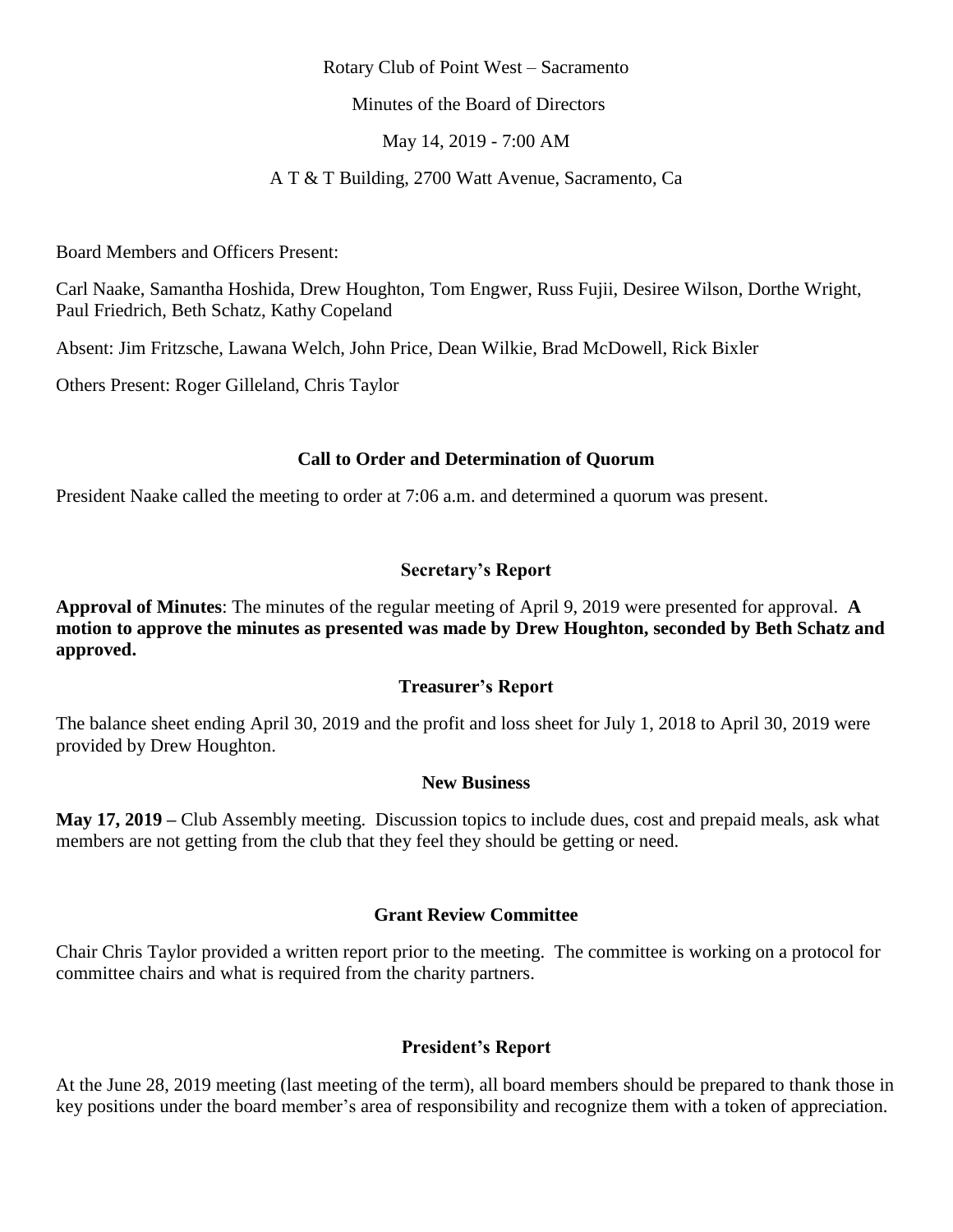Rotary Club of Point West – Sacramento

Minutes of the Board of Directors

May 14, 2019 - 7:00 AM

A T & T Building, 2700 Watt Avenue, Sacramento, Ca

Board Members and Officers Present:

Carl Naake, Samantha Hoshida, Drew Houghton, Tom Engwer, Russ Fujii, Desiree Wilson, Dorthe Wright, Paul Friedrich, Beth Schatz, Kathy Copeland

Absent: Jim Fritzsche, Lawana Welch, John Price, Dean Wilkie, Brad McDowell, Rick Bixler

Others Present: Roger Gilleland, Chris Taylor

## Call to Order and Determination of Quorum

President Naake called the meeting to order at 7:06 a.m. and determined a quorum was present.

## Secretary's Report

**Approval of Minutes**: The minutes of the regular meeting of April 9, 2019 were presented for approval. **A motion to approve the minutes as presented was made by Drew Houghton, seconded by Beth Schatz and approved.**

## Treasurer's Report

The balance sheet ending April 30, 2019 and the profit and loss sheet for July 1, 2018 to April 30, 2019 were provided by Drew Houghton.

## New Business

**May 17, 2019 –** Club Assembly meeting. Discussion topics to include dues, cost and prepaid meals, ask what members are not getting from the club that they feel they should be getting or need.

## Grant Review Committee

Chair Chris Taylor provided a written report prior to the meeting. The committee is working on a protocol for committee chairs and what is required from the charity partners.

## President's Report

At the June 28, 2019 meeting (last meeting of the term), all board members should be prepared to thank those in key positions under the board member's area of responsibility and recognize them with a token of appreciation.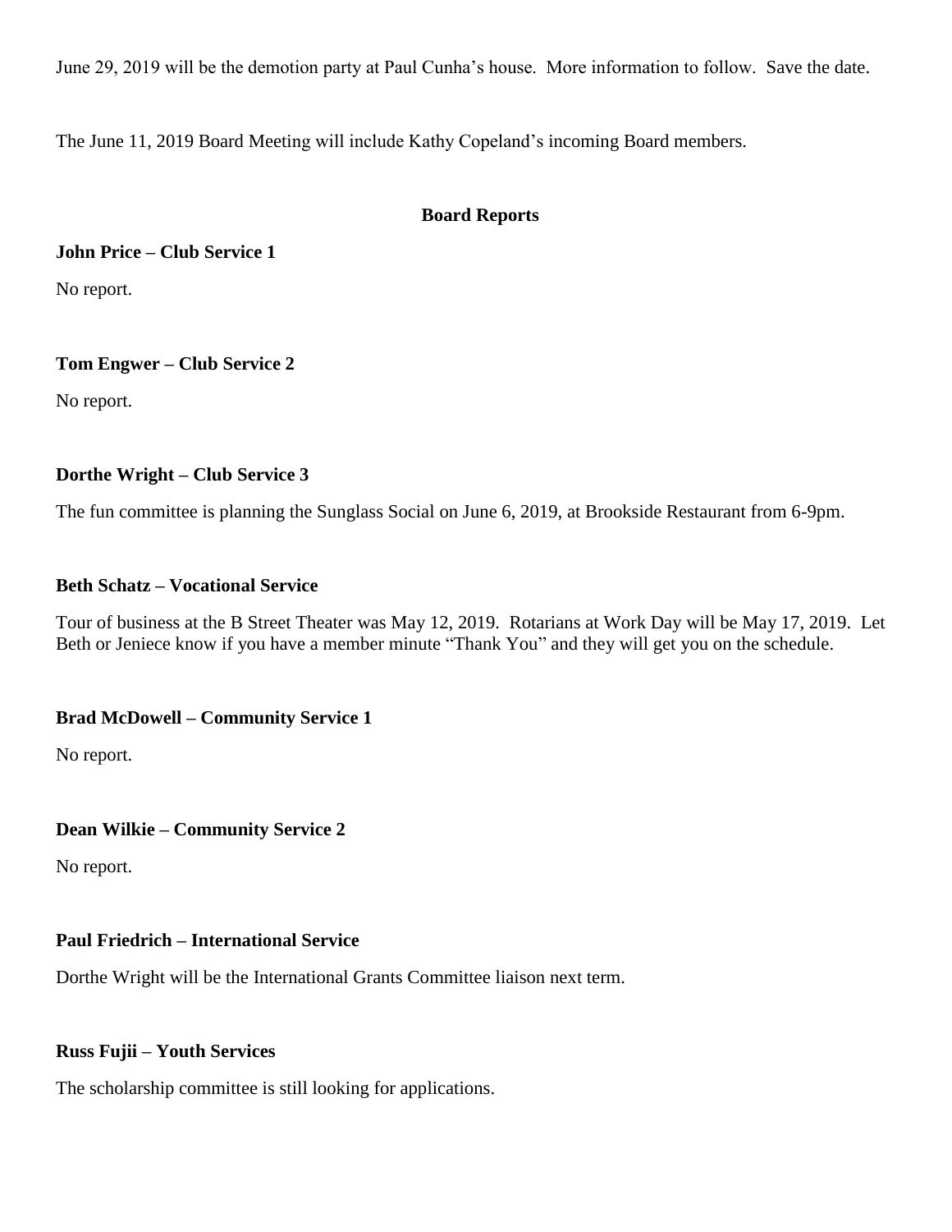June 29, 2019 will be the demotion party at Paul Cunha's house. More information to follow. Save the date.

The June 11, 2019 Board Meeting will include Kathy Copeland's incoming Board members.

## Board Reports

**John Price – Club Service 1**

No report.

**Tom Engwer – Club Service 2**

No report.

**Dorthe Wright – Club Service 3**

The fun committee is planning the Sunglass Social on June 6, 2019, at Brookside Restaurant from 6-9pm.

**Beth Schatz – Vocational Service**

Tour of business at the B Street Theater was May 12, 2019. Rotarians at Work Day will be May 17, 2019. Let Beth or Jeniece know if you have a member minute "Thank You" and they will get you on the schedule.

**Brad McDowell – Community Service 1**

No report.

**Dean Wilkie – Community Service 2**

No report.

**Paul Friedrich – International Service**

Dorthe Wright will be the International Grants Committee liaison next term.

**Russ Fujii – Youth Services**

The scholarship committee is still looking for applications.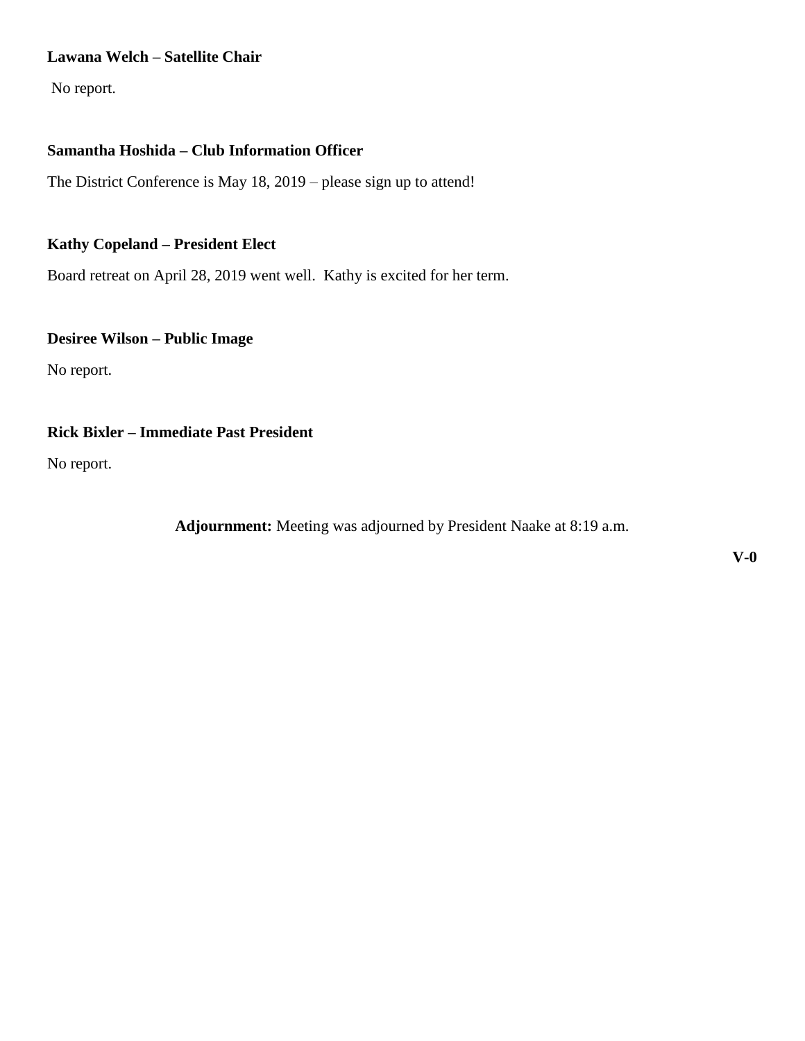**Lawana Welch – Satellite Chair**

No report.

**Samantha Hoshida – Club Information Officer**

The District Conference is May 18, 2019 – please sign up to attend!

**Kathy Copeland – President Elect**

Board retreat on April 28, 2019 went well.  Kathy is excited for her term.

**Desiree Wilson – Public Image**

No report.

**Rick Bixler – Immediate Past President**

No report.

**Adjournment:** Meeting was adjourned by President Naake at 8:19 a.m.

**V-0**